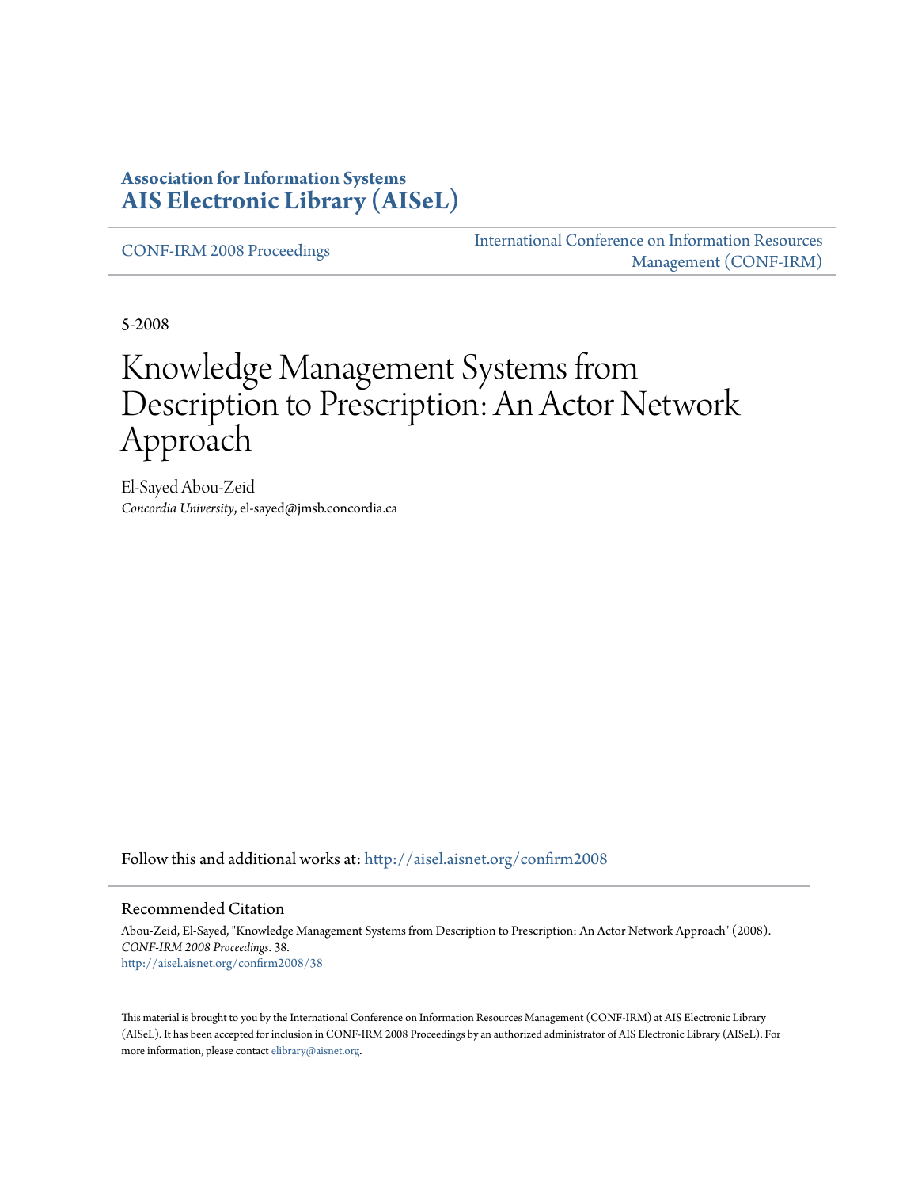**Association for Information Systems**
**AIS Electronic Library (AISeL)**

CONF-IRM 2008 Proceedings | International Conference on Information Resources Management (CONF-IRM)

5-2008

# Knowledge Management Systems from Description to Prescription: An Actor Network Approach

El-Sayed Abou-Zeid
*Concordia University*, el-sayed@jmsb.concordia.ca

Follow this and additional works at: http://aisel.aisnet.org/confirm2008

## Recommended Citation

Abou-Zeid, El-Sayed, "Knowledge Management Systems from Description to Prescription: An Actor Network Approach" (2008). *CONF-IRM 2008 Proceedings*. 38.
http://aisel.aisnet.org/confirm2008/38

This material is brought to you by the International Conference on Information Resources Management (CONF-IRM) at AIS Electronic Library (AISeL). It has been accepted for inclusion in CONF-IRM 2008 Proceedings by an authorized administrator of AIS Electronic Library (AISeL). For more information, please contact elibrary@aisnet.org.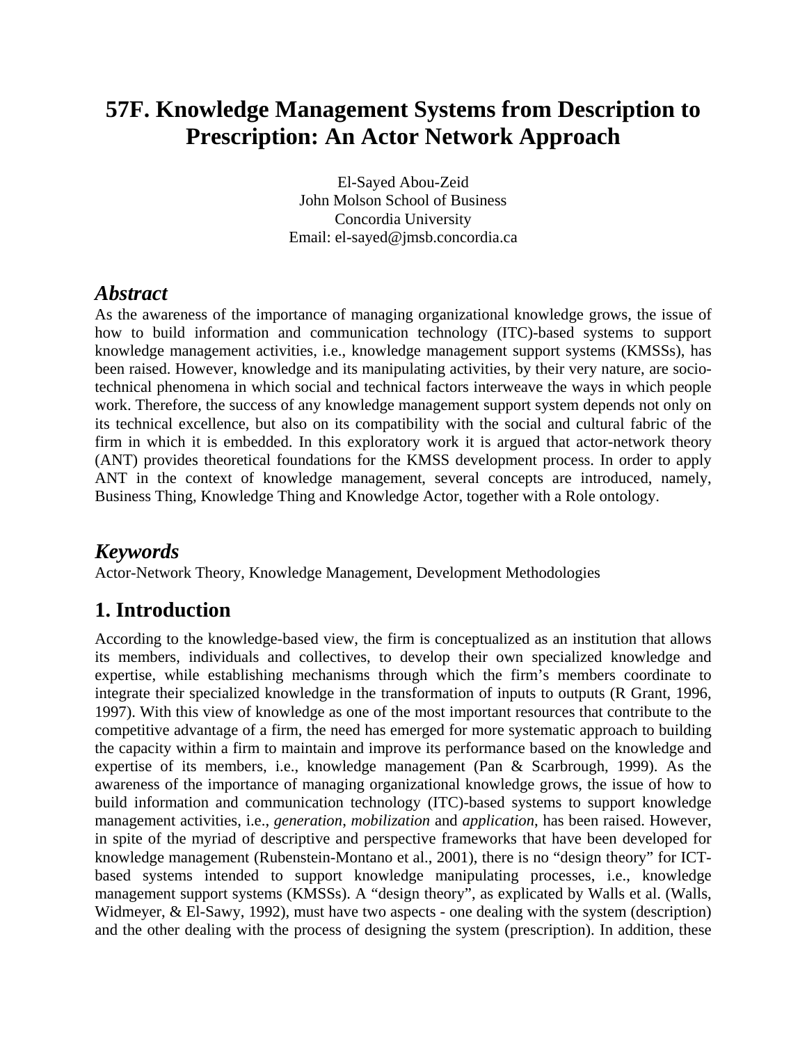# 57F. Knowledge Management Systems from Description to Prescription: An Actor Network Approach

El-Sayed Abou-Zeid
John Molson School of Business
Concordia University
Email: el-sayed@jmsb.concordia.ca

## *Abstract*

As the awareness of the importance of managing organizational knowledge grows, the issue of how to build information and communication technology (ITC)-based systems to support knowledge management activities, i.e., knowledge management support systems (KMSSs), has been raised. However, knowledge and its manipulating activities, by their very nature, are socio-technical phenomena in which social and technical factors interweave the ways in which people work. Therefore, the success of any knowledge management support system depends not only on its technical excellence, but also on its compatibility with the social and cultural fabric of the firm in which it is embedded. In this exploratory work it is argued that actor-network theory (ANT) provides theoretical foundations for the KMSS development process. In order to apply ANT in the context of knowledge management, several concepts are introduced, namely, Business Thing, Knowledge Thing and Knowledge Actor, together with a Role ontology.

## *Keywords*

Actor-Network Theory, Knowledge Management, Development Methodologies

## 1. Introduction

According to the knowledge-based view, the firm is conceptualized as an institution that allows its members, individuals and collectives, to develop their own specialized knowledge and expertise, while establishing mechanisms through which the firm's members coordinate to integrate their specialized knowledge in the transformation of inputs to outputs (R Grant, 1996, 1997). With this view of knowledge as one of the most important resources that contribute to the competitive advantage of a firm, the need has emerged for more systematic approach to building the capacity within a firm to maintain and improve its performance based on the knowledge and expertise of its members, i.e., knowledge management (Pan & Scarbrough, 1999). As the awareness of the importance of managing organizational knowledge grows, the issue of how to build information and communication technology (ITC)-based systems to support knowledge management activities, i.e., *generation*, *mobilization* and *application*, has been raised. However, in spite of the myriad of descriptive and perspective frameworks that have been developed for knowledge management (Rubenstein-Montano et al., 2001), there is no "design theory" for ICT-based systems intended to support knowledge manipulating processes, i.e., knowledge management support systems (KMSSs). A "design theory", as explicated by Walls et al. (Walls, Widmeyer, & El-Sawy, 1992), must have two aspects - one dealing with the system (description) and the other dealing with the process of designing the system (prescription). In addition, these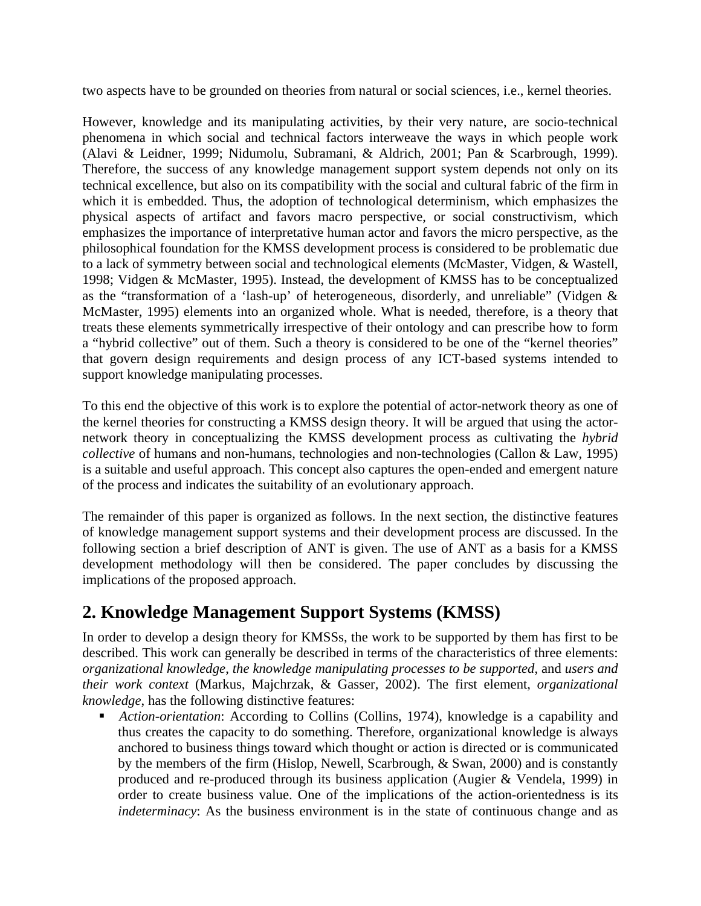two aspects have to be grounded on theories from natural or social sciences, i.e., kernel theories.

However, knowledge and its manipulating activities, by their very nature, are socio-technical phenomena in which social and technical factors interweave the ways in which people work (Alavi & Leidner, 1999; Nidumolu, Subramani, & Aldrich, 2001; Pan & Scarbrough, 1999). Therefore, the success of any knowledge management support system depends not only on its technical excellence, but also on its compatibility with the social and cultural fabric of the firm in which it is embedded. Thus, the adoption of technological determinism, which emphasizes the physical aspects of artifact and favors macro perspective, or social constructivism, which emphasizes the importance of interpretative human actor and favors the micro perspective, as the philosophical foundation for the KMSS development process is considered to be problematic due to a lack of symmetry between social and technological elements (McMaster, Vidgen, & Wastell, 1998; Vidgen & McMaster, 1995). Instead, the development of KMSS has to be conceptualized as the "transformation of a 'lash-up' of heterogeneous, disorderly, and unreliable" (Vidgen & McMaster, 1995) elements into an organized whole. What is needed, therefore, is a theory that treats these elements symmetrically irrespective of their ontology and can prescribe how to form a "hybrid collective" out of them. Such a theory is considered to be one of the "kernel theories" that govern design requirements and design process of any ICT-based systems intended to support knowledge manipulating processes.

To this end the objective of this work is to explore the potential of actor-network theory as one of the kernel theories for constructing a KMSS design theory. It will be argued that using the actor-network theory in conceptualizing the KMSS development process as cultivating the *hybrid collective* of humans and non-humans, technologies and non-technologies (Callon & Law, 1995) is a suitable and useful approach. This concept also captures the open-ended and emergent nature of the process and indicates the suitability of an evolutionary approach.

The remainder of this paper is organized as follows. In the next section, the distinctive features of knowledge management support systems and their development process are discussed. In the following section a brief description of ANT is given. The use of ANT as a basis for a KMSS development methodology will then be considered. The paper concludes by discussing the implications of the proposed approach.

## 2. Knowledge Management Support Systems (KMSS)

In order to develop a design theory for KMSSs, the work to be supported by them has first to be described. This work can generally be described in terms of the characteristics of three elements: *organizational knowledge*, *the knowledge manipulating processes to be supported*, and *users and their work context* (Markus, Majchrzak, & Gasser, 2002). The first element, *organizational knowledge*, has the following distinctive features:

- *Action-orientation*: According to Collins (Collins, 1974), knowledge is a capability and thus creates the capacity to do something. Therefore, organizational knowledge is always anchored to business things toward which thought or action is directed or is communicated by the members of the firm (Hislop, Newell, Scarbrough, & Swan, 2000) and is constantly produced and re-produced through its business application (Augier & Vendela, 1999) in order to create business value. One of the implications of the action-orientedness is its *indeterminacy*: As the business environment is in the state of continuous change and as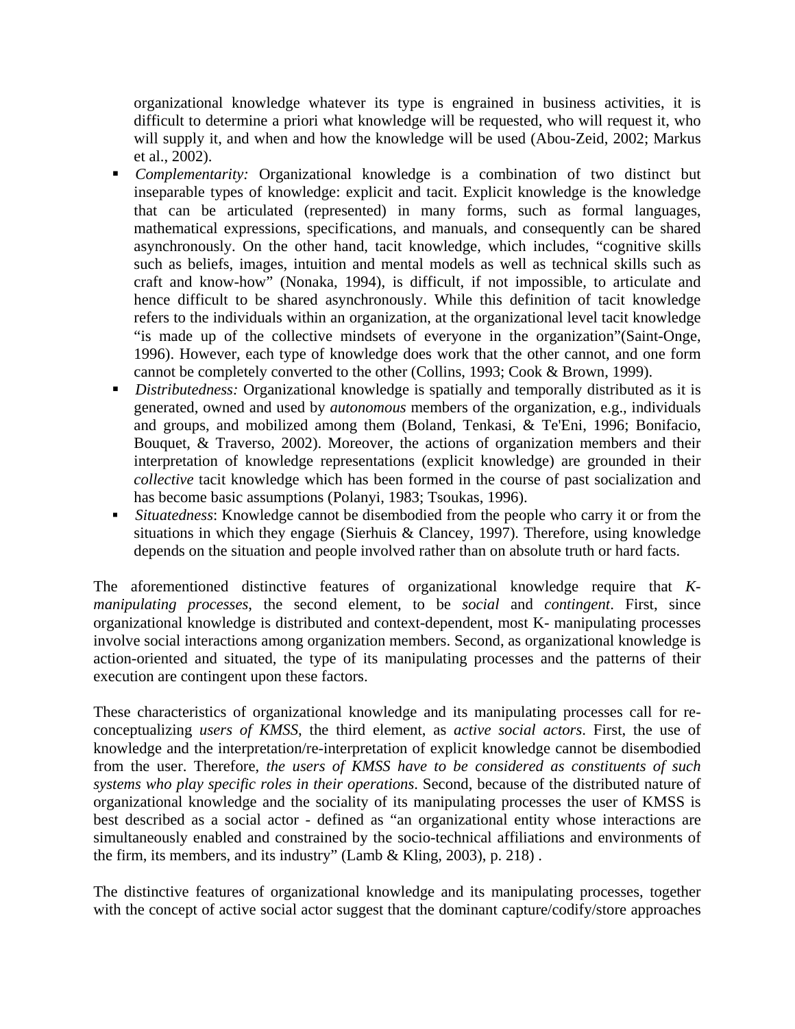organizational knowledge whatever its type is engrained in business activities, it is difficult to determine a priori what knowledge will be requested, who will request it, who will supply it, and when and how the knowledge will be used (Abou-Zeid, 2002; Markus et al., 2002).

- *Complementarity:* Organizational knowledge is a combination of two distinct but inseparable types of knowledge: explicit and tacit. Explicit knowledge is the knowledge that can be articulated (represented) in many forms, such as formal languages, mathematical expressions, specifications, and manuals, and consequently can be shared asynchronously. On the other hand, tacit knowledge, which includes, "cognitive skills such as beliefs, images, intuition and mental models as well as technical skills such as craft and know-how" (Nonaka, 1994), is difficult, if not impossible, to articulate and hence difficult to be shared asynchronously. While this definition of tacit knowledge refers to the individuals within an organization, at the organizational level tacit knowledge "is made up of the collective mindsets of everyone in the organization"(Saint-Onge, 1996). However, each type of knowledge does work that the other cannot, and one form cannot be completely converted to the other (Collins, 1993; Cook & Brown, 1999).
- *Distributedness:* Organizational knowledge is spatially and temporally distributed as it is generated, owned and used by *autonomous* members of the organization, e.g., individuals and groups, and mobilized among them (Boland, Tenkasi, & Te'Eni, 1996; Bonifacio, Bouquet, & Traverso, 2002). Moreover, the actions of organization members and their interpretation of knowledge representations (explicit knowledge) are grounded in their *collective* tacit knowledge which has been formed in the course of past socialization and has become basic assumptions (Polanyi, 1983; Tsoukas, 1996).
- *Situatedness*: Knowledge cannot be disembodied from the people who carry it or from the situations in which they engage (Sierhuis & Clancey, 1997). Therefore, using knowledge depends on the situation and people involved rather than on absolute truth or hard facts.

The aforementioned distinctive features of organizational knowledge require that *K-manipulating processes*, the second element, to be *social* and *contingent*. First, since organizational knowledge is distributed and context-dependent, most K- manipulating processes involve social interactions among organization members. Second, as organizational knowledge is action-oriented and situated, the type of its manipulating processes and the patterns of their execution are contingent upon these factors.

These characteristics of organizational knowledge and its manipulating processes call for re-conceptualizing *users of KMSS*, the third element, as *active social actors*. First, the use of knowledge and the interpretation/re-interpretation of explicit knowledge cannot be disembodied from the user. Therefore, *the users of KMSS have to be considered as constituents of such systems who play specific roles in their operations*. Second, because of the distributed nature of organizational knowledge and the sociality of its manipulating processes the user of KMSS is best described as a social actor - defined as "an organizational entity whose interactions are simultaneously enabled and constrained by the socio-technical affiliations and environments of the firm, its members, and its industry" (Lamb & Kling, 2003), p. 218) .

The distinctive features of organizational knowledge and its manipulating processes, together with the concept of active social actor suggest that the dominant capture/codify/store approaches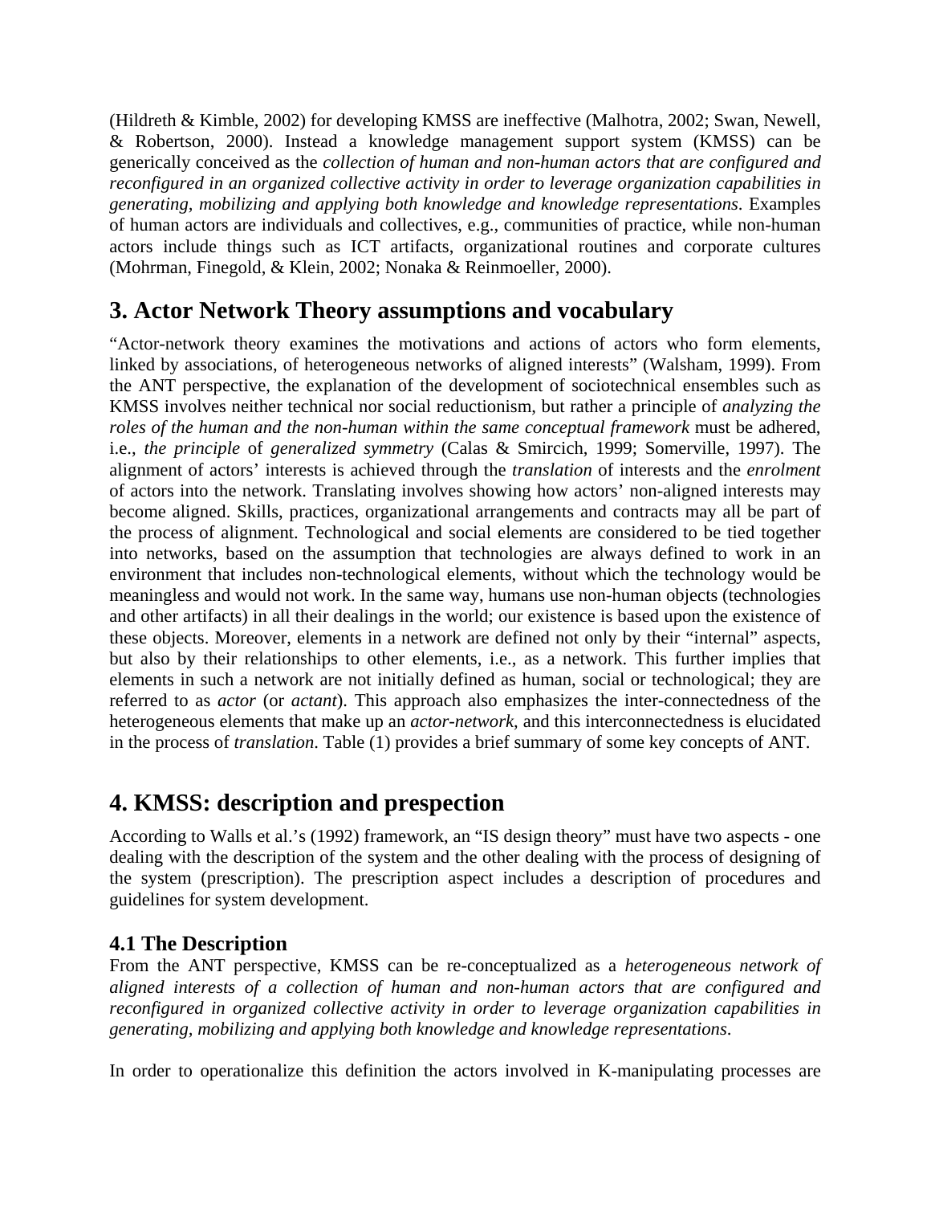(Hildreth & Kimble, 2002) for developing KMSS are ineffective (Malhotra, 2002; Swan, Newell, & Robertson, 2000). Instead a knowledge management support system (KMSS) can be generically conceived as the *collection of human and non-human actors that are configured and reconfigured in an organized collective activity in order to leverage organization capabilities in generating, mobilizing and applying both knowledge and knowledge representations*. Examples of human actors are individuals and collectives, e.g., communities of practice, while non-human actors include things such as ICT artifacts, organizational routines and corporate cultures (Mohrman, Finegold, & Klein, 2002; Nonaka & Reinmoeller, 2000).

## 3. Actor Network Theory assumptions and vocabulary

"Actor-network theory examines the motivations and actions of actors who form elements, linked by associations, of heterogeneous networks of aligned interests" (Walsham, 1999). From the ANT perspective, the explanation of the development of sociotechnical ensembles such as KMSS involves neither technical nor social reductionism, but rather a principle of *analyzing the roles of the human and the non-human within the same conceptual framework* must be adhered, i.e., *the principle* of *generalized symmetry* (Calas & Smircich, 1999; Somerville, 1997). The alignment of actors' interests is achieved through the *translation* of interests and the *enrolment* of actors into the network. Translating involves showing how actors' non-aligned interests may become aligned. Skills, practices, organizational arrangements and contracts may all be part of the process of alignment. Technological and social elements are considered to be tied together into networks, based on the assumption that technologies are always defined to work in an environment that includes non-technological elements, without which the technology would be meaningless and would not work. In the same way, humans use non-human objects (technologies and other artifacts) in all their dealings in the world; our existence is based upon the existence of these objects. Moreover, elements in a network are defined not only by their "internal" aspects, but also by their relationships to other elements, i.e., as a network. This further implies that elements in such a network are not initially defined as human, social or technological; they are referred to as *actor* (or *actant*). This approach also emphasizes the inter-connectedness of the heterogeneous elements that make up an *actor-network*, and this interconnectedness is elucidated in the process of *translation*. Table (1) provides a brief summary of some key concepts of ANT.

## 4. KMSS: description and prespection

According to Walls et al.'s (1992) framework, an "IS design theory" must have two aspects - one dealing with the description of the system and the other dealing with the process of designing of the system (prescription). The prescription aspect includes a description of procedures and guidelines for system development.

### 4.1 The Description

From the ANT perspective, KMSS can be re-conceptualized as a *heterogeneous network of aligned interests of a collection of human and non-human actors that are configured and reconfigured in organized collective activity in order to leverage organization capabilities in generating, mobilizing and applying both knowledge and knowledge representations*.

In order to operationalize this definition the actors involved in K-manipulating processes are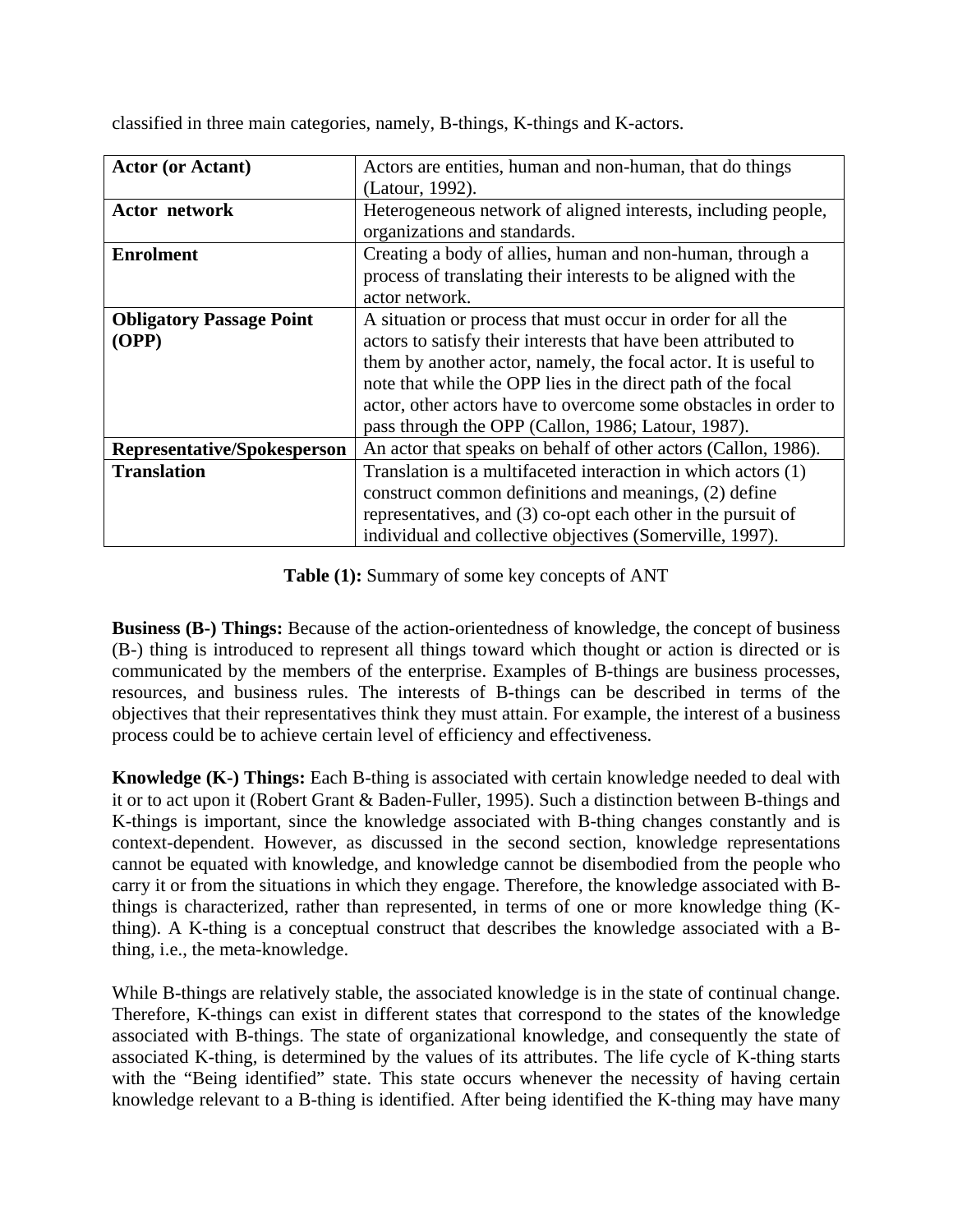classified in three main categories, namely, B-things, K-things and K-actors.

| **Actor (or Actant)** | Actors are entities, human and non-human, that do things (Latour, 1992). |
|---|---|
| **Actor network** | Heterogeneous network of aligned interests, including people, organizations and standards. |
| **Enrolment** | Creating a body of allies, human and non-human, through a process of translating their interests to be aligned with the actor network. |
| **Obligatory Passage Point (OPP)** | A situation or process that must occur in order for all the actors to satisfy their interests that have been attributed to them by another actor, namely, the focal actor. It is useful to note that while the OPP lies in the direct path of the focal actor, other actors have to overcome some obstacles in order to pass through the OPP (Callon, 1986; Latour, 1987). |
| **Representative/Spokesperson** | An actor that speaks on behalf of other actors (Callon, 1986). |
| **Translation** | Translation is a multifaceted interaction in which actors (1) construct common definitions and meanings, (2) define representatives, and (3) co-opt each other in the pursuit of individual and collective objectives (Somerville, 1997). |

**Table (1):** Summary of some key concepts of ANT

**Business (B-) Things:** Because of the action-orientedness of knowledge, the concept of business (B-) thing is introduced to represent all things toward which thought or action is directed or is communicated by the members of the enterprise. Examples of B-things are business processes, resources, and business rules. The interests of B-things can be described in terms of the objectives that their representatives think they must attain. For example, the interest of a business process could be to achieve certain level of efficiency and effectiveness.

**Knowledge (K-) Things:** Each B-thing is associated with certain knowledge needed to deal with it or to act upon it (Robert Grant & Baden-Fuller, 1995). Such a distinction between B-things and K-things is important, since the knowledge associated with B-thing changes constantly and is context-dependent. However, as discussed in the second section, knowledge representations cannot be equated with knowledge, and knowledge cannot be disembodied from the people who carry it or from the situations in which they engage. Therefore, the knowledge associated with B-things is characterized, rather than represented, in terms of one or more knowledge thing (K-thing). A K-thing is a conceptual construct that describes the knowledge associated with a B-thing, i.e., the meta-knowledge.

While B-things are relatively stable, the associated knowledge is in the state of continual change. Therefore, K-things can exist in different states that correspond to the states of the knowledge associated with B-things. The state of organizational knowledge, and consequently the state of associated K-thing, is determined by the values of its attributes. The life cycle of K-thing starts with the "Being identified" state. This state occurs whenever the necessity of having certain knowledge relevant to a B-thing is identified. After being identified the K-thing may have many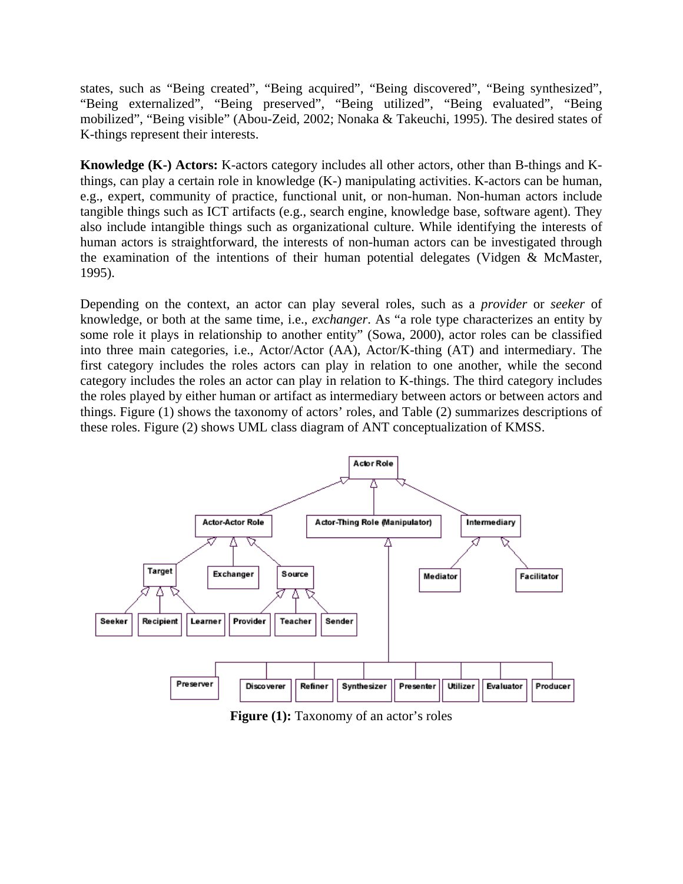states, such as “Being created”, “Being acquired”, “Being discovered”, “Being synthesized”, “Being externalized”, “Being preserved”, “Being utilized”, “Being evaluated”, “Being mobilized”, “Being visible” (Abou-Zeid, 2002; Nonaka & Takeuchi, 1995). The desired states of K-things represent their interests.

**Knowledge (K-) Actors:** K-actors category includes all other actors, other than B-things and K-things, can play a certain role in knowledge (K-) manipulating activities. K-actors can be human, e.g., expert, community of practice, functional unit, or non-human. Non-human actors include tangible things such as ICT artifacts (e.g., search engine, knowledge base, software agent). They also include intangible things such as organizational culture. While identifying the interests of human actors is straightforward, the interests of non-human actors can be investigated through the examination of the intentions of their human potential delegates (Vidgen & McMaster, 1995).

Depending on the context, an actor can play several roles, such as a *provider* or *seeker* of knowledge, or both at the same time, i.e., *exchanger*. As “a role type characterizes an entity by some role it plays in relationship to another entity” (Sowa, 2000), actor roles can be classified into three main categories, i.e., Actor/Actor (AA), Actor/K-thing (AT) and intermediary. The first category includes the roles actors can play in relation to one another, while the second category includes the roles an actor can play in relation to K-things. The third category includes the roles played by either human or artifact as intermediary between actors or between actors and things. Figure (1) shows the taxonomy of actors’ roles, and Table (2) summarizes descriptions of these roles. Figure (2) shows UML class diagram of ANT conceptualization of KMSS.

**Figure (1):** Taxonomy of an actor’s roles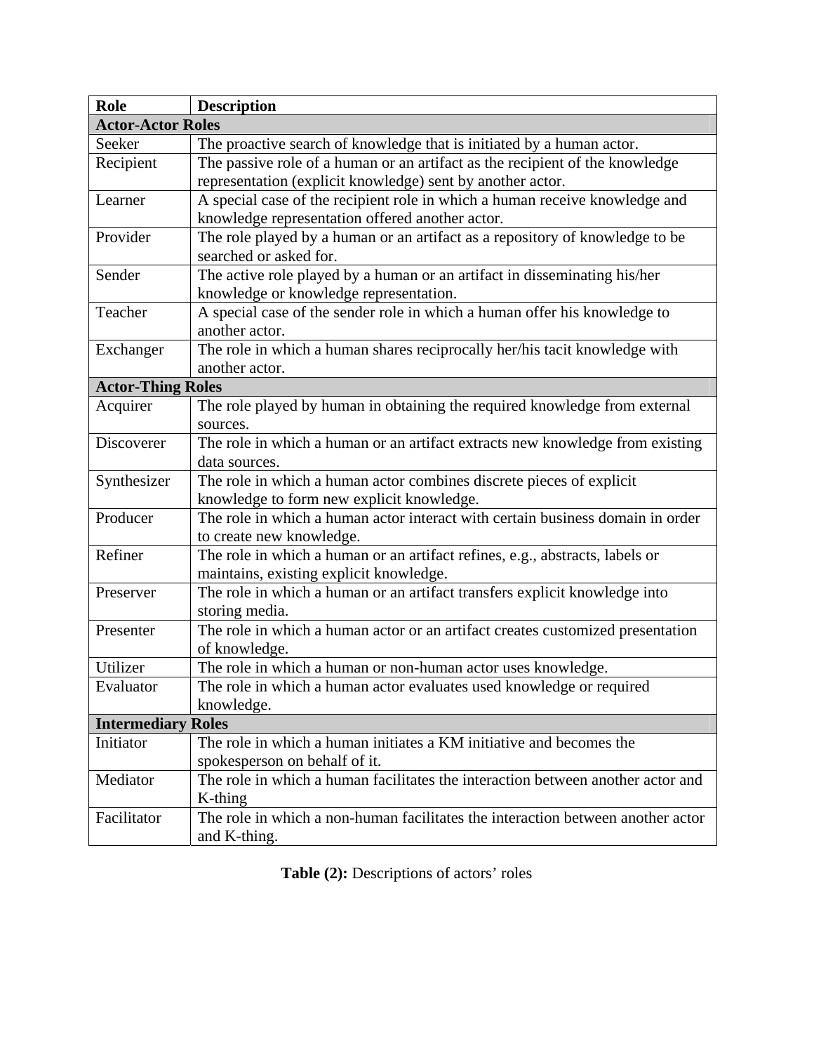| Role | Description |
|---|---|
| **Actor-Actor Roles** | |
| Seeker | The proactive search of knowledge that is initiated by a human actor. |
| Recipient | The passive role of a human or an artifact as the recipient of the knowledge representation (explicit knowledge) sent by another actor. |
| Learner | A special case of the recipient role in which a human receive knowledge and knowledge representation offered another actor. |
| Provider | The role played by a human or an artifact as a repository of knowledge to be searched or asked for. |
| Sender | The active role played by a human or an artifact in disseminating his/her knowledge or knowledge representation. |
| Teacher | A special case of the sender role in which a human offer his knowledge to another actor. |
| Exchanger | The role in which a human shares reciprocally her/his tacit knowledge with another actor. |
| **Actor-Thing Roles** | |
| Acquirer | The role played by human in obtaining the required knowledge from external sources. |
| Discoverer | The role in which a human or an artifact extracts new knowledge from existing data sources. |
| Synthesizer | The role in which a human actor combines discrete pieces of explicit knowledge to form new explicit knowledge. |
| Producer | The role in which a human actor interact with certain business domain in order to create new knowledge. |
| Refiner | The role in which a human or an artifact refines, e.g., abstracts, labels or maintains, existing explicit knowledge. |
| Preserver | The role in which a human or an artifact transfers explicit knowledge into storing media. |
| Presenter | The role in which a human actor or an artifact creates customized presentation of knowledge. |
| Utilizer | The role in which a human or non-human actor uses knowledge. |
| Evaluator | The role in which a human actor evaluates used knowledge or required knowledge. |
| **Intermediary Roles** | |
| Initiator | The role in which a human initiates a KM initiative and becomes the spokesperson on behalf of it. |
| Mediator | The role in which a human facilitates the interaction between another actor and K-thing |
| Facilitator | The role in which a non-human facilitates the interaction between another actor and K-thing. |

**Table (2):** Descriptions of actors' roles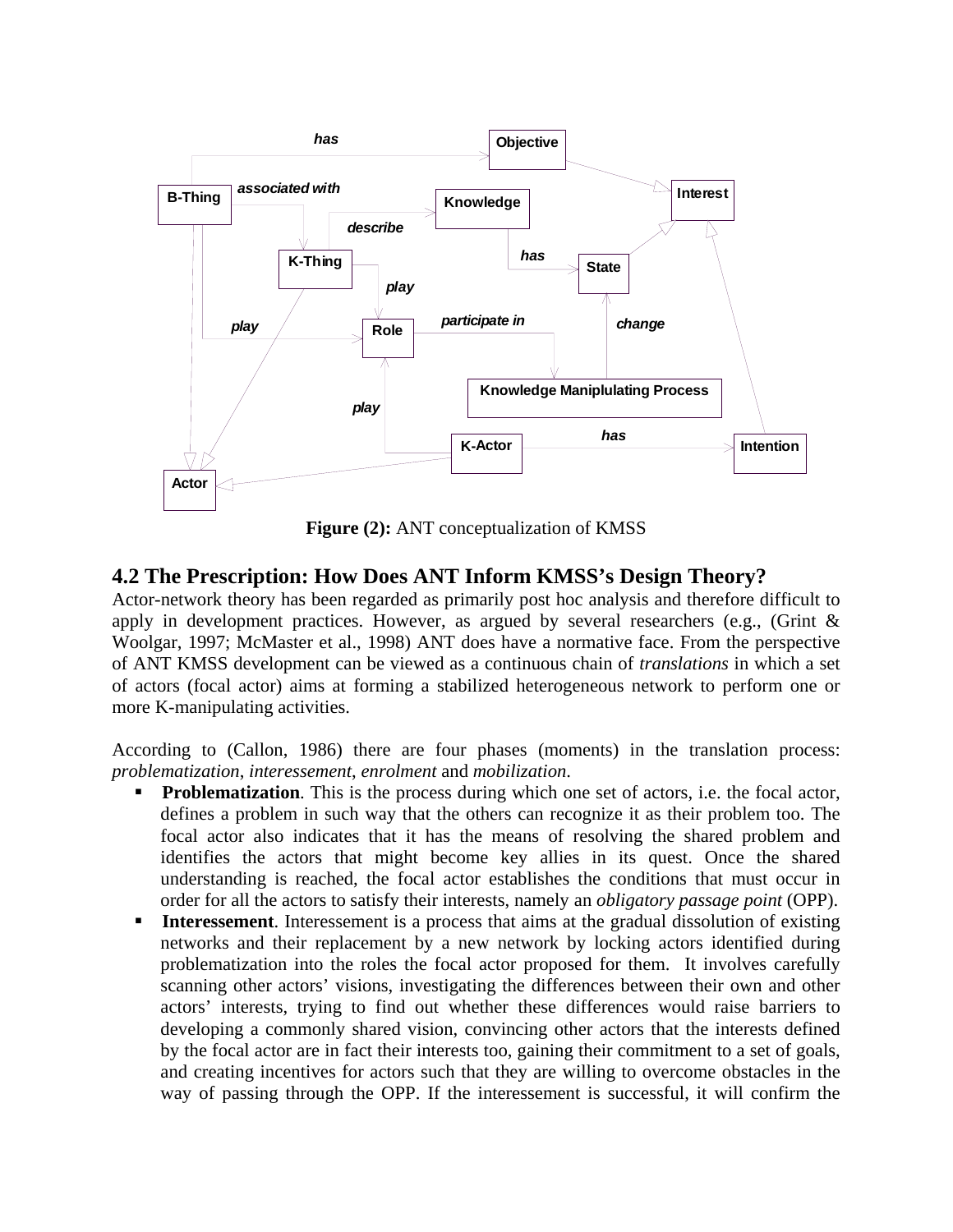**Figure (2):** ANT conceptualization of KMSS

## 4.2 The Prescription: How Does ANT Inform KMSS's Design Theory?

Actor-network theory has been regarded as primarily post hoc analysis and therefore difficult to apply in development practices. However, as argued by several researchers (e.g., (Grint & Woolgar, 1997; McMaster et al., 1998) ANT does have a normative face. From the perspective of ANT KMSS development can be viewed as a continuous chain of *translations* in which a set of actors (focal actor) aims at forming a stabilized heterogeneous network to perform one or more K-manipulating activities.

According to (Callon, 1986) there are four phases (moments) in the translation process: *problematization*, *interessement*, *enrolment* and *mobilization*.

- **Problematization**. This is the process during which one set of actors, i.e. the focal actor, defines a problem in such way that the others can recognize it as their problem too. The focal actor also indicates that it has the means of resolving the shared problem and identifies the actors that might become key allies in its quest. Once the shared understanding is reached, the focal actor establishes the conditions that must occur in order for all the actors to satisfy their interests, namely an *obligatory passage point* (OPP).
- **Interessement**. Interessement is a process that aims at the gradual dissolution of existing networks and their replacement by a new network by locking actors identified during problematization into the roles the focal actor proposed for them. It involves carefully scanning other actors' visions, investigating the differences between their own and other actors' interests, trying to find out whether these differences would raise barriers to developing a commonly shared vision, convincing other actors that the interests defined by the focal actor are in fact their interests too, gaining their commitment to a set of goals, and creating incentives for actors such that they are willing to overcome obstacles in the way of passing through the OPP. If the interessement is successful, it will confirm the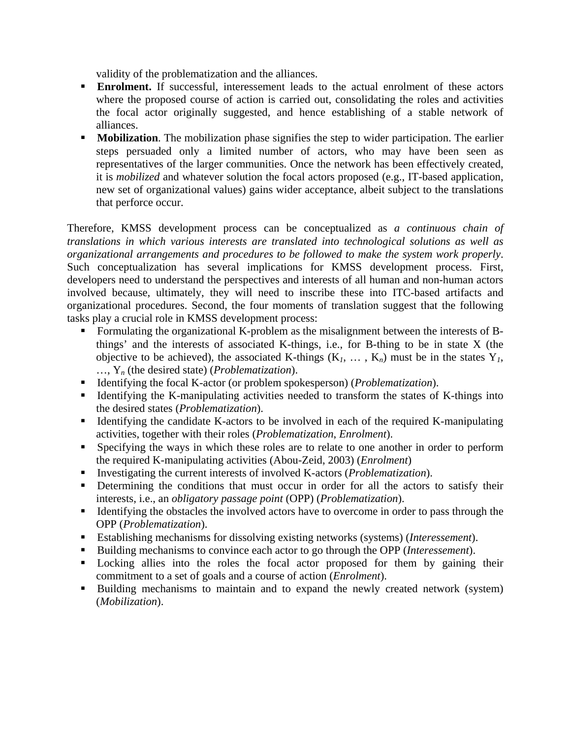validity of the problematization and the alliances.

- **Enrolment.** If successful, interessement leads to the actual enrolment of these actors where the proposed course of action is carried out, consolidating the roles and activities the focal actor originally suggested, and hence establishing of a stable network of alliances.
- **Mobilization**. The mobilization phase signifies the step to wider participation. The earlier steps persuaded only a limited number of actors, who may have been seen as representatives of the larger communities. Once the network has been effectively created, it is *mobilized* and whatever solution the focal actors proposed (e.g., IT-based application, new set of organizational values) gains wider acceptance, albeit subject to the translations that perforce occur.

Therefore, KMSS development process can be conceptualized as *a continuous chain of translations in which various interests are translated into technological solutions as well as organizational arrangements and procedures to be followed to make the system work properly*. Such conceptualization has several implications for KMSS development process. First, developers need to understand the perspectives and interests of all human and non-human actors involved because, ultimately, they will need to inscribe these into ITC-based artifacts and organizational procedures. Second, the four moments of translation suggest that the following tasks play a crucial role in KMSS development process:

- Formulating the organizational K-problem as the misalignment between the interests of B-things' and the interests of associated K-things, i.e., for B-thing to be in state X (the objective to be achieved), the associated K-things ($K_1$, … , $K_n$) must be in the states $Y_1$, …, $Y_n$ (the desired state) (*Problematization*).
- Identifying the focal K-actor (or problem spokesperson) (*Problematization*).
- Identifying the K-manipulating activities needed to transform the states of K-things into the desired states (*Problematization*).
- Identifying the candidate K-actors to be involved in each of the required K-manipulating activities, together with their roles (*Problematization*, *Enrolment*).
- Specifying the ways in which these roles are to relate to one another in order to perform the required K-manipulating activities (Abou-Zeid, 2003) (*Enrolment*)
- Investigating the current interests of involved K-actors (*Problematization*).
- Determining the conditions that must occur in order for all the actors to satisfy their interests, i.e., an *obligatory passage point* (OPP) (*Problematization*).
- Identifying the obstacles the involved actors have to overcome in order to pass through the OPP (*Problematization*).
- Establishing mechanisms for dissolving existing networks (systems) (*Interessement*).
- Building mechanisms to convince each actor to go through the OPP (*Interessement*).
- Locking allies into the roles the focal actor proposed for them by gaining their commitment to a set of goals and a course of action (*Enrolment*).
- Building mechanisms to maintain and to expand the newly created network (system) (*Mobilization*).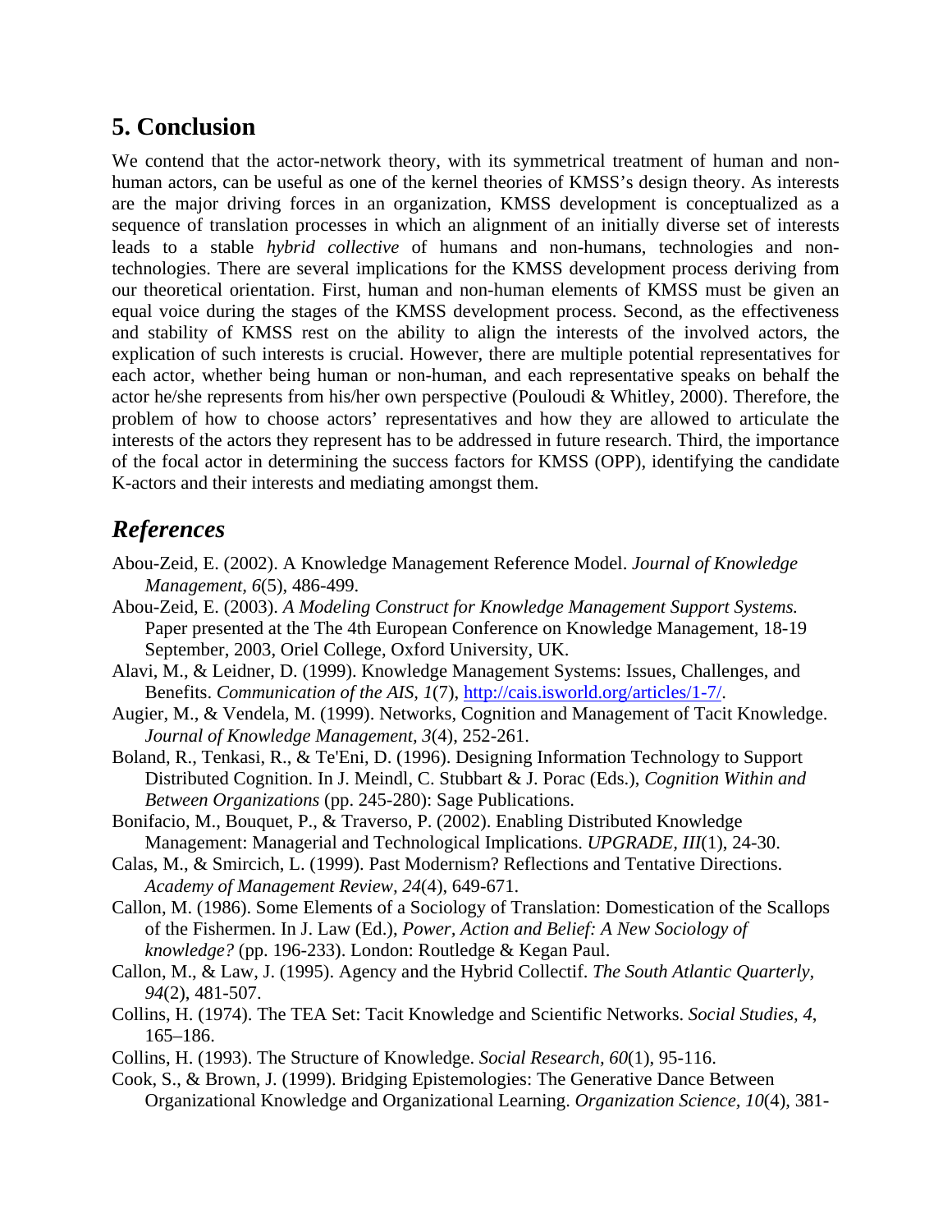## 5. Conclusion

We contend that the actor-network theory, with its symmetrical treatment of human and non-human actors, can be useful as one of the kernel theories of KMSS's design theory. As interests are the major driving forces in an organization, KMSS development is conceptualized as a sequence of translation processes in which an alignment of an initially diverse set of interests leads to a stable *hybrid collective* of humans and non-humans, technologies and non-technologies. There are several implications for the KMSS development process deriving from our theoretical orientation. First, human and non-human elements of KMSS must be given an equal voice during the stages of the KMSS development process. Second, as the effectiveness and stability of KMSS rest on the ability to align the interests of the involved actors, the explication of such interests is crucial. However, there are multiple potential representatives for each actor, whether being human or non-human, and each representative speaks on behalf the actor he/she represents from his/her own perspective (Pouloudi & Whitley, 2000). Therefore, the problem of how to choose actors' representatives and how they are allowed to articulate the interests of the actors they represent has to be addressed in future research. Third, the importance of the focal actor in determining the success factors for KMSS (OPP), identifying the candidate K-actors and their interests and mediating amongst them.

## *References*

Abou-Zeid, E. (2002). A Knowledge Management Reference Model. *Journal of Knowledge Management, 6*(5), 486-499.

Abou-Zeid, E. (2003). *A Modeling Construct for Knowledge Management Support Systems.* Paper presented at the The 4th European Conference on Knowledge Management, 18-19 September, 2003, Oriel College, Oxford University, UK.

Alavi, M., & Leidner, D. (1999). Knowledge Management Systems: Issues, Challenges, and Benefits. *Communication of the AIS, 1*(7), http://cais.isworld.org/articles/1-7/.

Augier, M., & Vendela, M. (1999). Networks, Cognition and Management of Tacit Knowledge. *Journal of Knowledge Management, 3*(4), 252-261.

Boland, R., Tenkasi, R., & Te'Eni, D. (1996). Designing Information Technology to Support Distributed Cognition. In J. Meindl, C. Stubbart & J. Porac (Eds.), *Cognition Within and Between Organizations* (pp. 245-280): Sage Publications.

Bonifacio, M., Bouquet, P., & Traverso, P. (2002). Enabling Distributed Knowledge Management: Managerial and Technological Implications. *UPGRADE, III*(1), 24-30.

Calas, M., & Smircich, L. (1999). Past Modernism? Reflections and Tentative Directions. *Academy of Management Review, 24*(4), 649-671.

Callon, M. (1986). Some Elements of a Sociology of Translation: Domestication of the Scallops of the Fishermen. In J. Law (Ed.), *Power, Action and Belief: A New Sociology of knowledge?* (pp. 196-233). London: Routledge & Kegan Paul.

Callon, M., & Law, J. (1995). Agency and the Hybrid Collectif. *The South Atlantic Quarterly, 94*(2), 481-507.

Collins, H. (1974). The TEA Set: Tacit Knowledge and Scientific Networks. *Social Studies, 4*, 165–186.

Collins, H. (1993). The Structure of Knowledge. *Social Research, 60*(1), 95-116.

Cook, S., & Brown, J. (1999). Bridging Epistemologies: The Generative Dance Between Organizational Knowledge and Organizational Learning. *Organization Science, 10*(4), 381-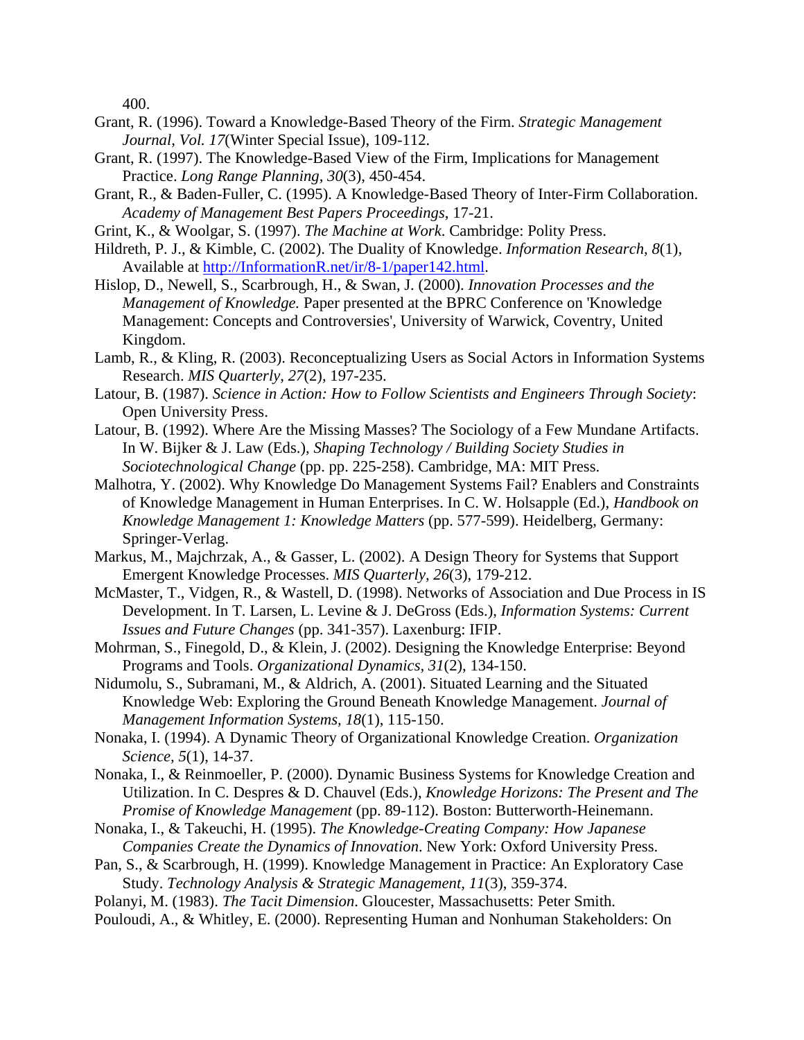400.

Grant, R. (1996). Toward a Knowledge-Based Theory of the Firm. *Strategic Management Journal, Vol. 17*(Winter Special Issue), 109-112.

Grant, R. (1997). The Knowledge-Based View of the Firm, Implications for Management Practice. *Long Range Planning, 30*(3), 450-454.

Grant, R., & Baden-Fuller, C. (1995). A Knowledge-Based Theory of Inter-Firm Collaboration. *Academy of Management Best Papers Proceedings*, 17-21.

Grint, K., & Woolgar, S. (1997). *The Machine at Work*. Cambridge: Polity Press.

Hildreth, P. J., & Kimble, C. (2002). The Duality of Knowledge. *Information Research, 8*(1), Available at http://InformationR.net/ir/8-1/paper142.html.

Hislop, D., Newell, S., Scarbrough, H., & Swan, J. (2000). *Innovation Processes and the Management of Knowledge.* Paper presented at the BPRC Conference on 'Knowledge Management: Concepts and Controversies', University of Warwick, Coventry, United Kingdom.

Lamb, R., & Kling, R. (2003). Reconceptualizing Users as Social Actors in Information Systems Research. *MIS Quarterly, 27*(2), 197-235.

Latour, B. (1987). *Science in Action: How to Follow Scientists and Engineers Through Society*: Open University Press.

Latour, B. (1992). Where Are the Missing Masses? The Sociology of a Few Mundane Artifacts. In W. Bijker & J. Law (Eds.), *Shaping Technology / Building Society Studies in Sociotechnological Change* (pp. pp. 225-258). Cambridge, MA: MIT Press.

Malhotra, Y. (2002). Why Knowledge Do Management Systems Fail? Enablers and Constraints of Knowledge Management in Human Enterprises. In C. W. Holsapple (Ed.), *Handbook on Knowledge Management 1: Knowledge Matters* (pp. 577-599). Heidelberg, Germany: Springer-Verlag.

Markus, M., Majchrzak, A., & Gasser, L. (2002). A Design Theory for Systems that Support Emergent Knowledge Processes. *MIS Quarterly, 26*(3), 179-212.

McMaster, T., Vidgen, R., & Wastell, D. (1998). Networks of Association and Due Process in IS Development. In T. Larsen, L. Levine & J. DeGross (Eds.), *Information Systems: Current Issues and Future Changes* (pp. 341-357). Laxenburg: IFIP.

Mohrman, S., Finegold, D., & Klein, J. (2002). Designing the Knowledge Enterprise: Beyond Programs and Tools. *Organizational Dynamics, 31*(2), 134-150.

Nidumolu, S., Subramani, M., & Aldrich, A. (2001). Situated Learning and the Situated Knowledge Web: Exploring the Ground Beneath Knowledge Management. *Journal of Management Information Systems, 18*(1), 115-150.

Nonaka, I. (1994). A Dynamic Theory of Organizational Knowledge Creation. *Organization Science, 5*(1), 14-37.

Nonaka, I., & Reinmoeller, P. (2000). Dynamic Business Systems for Knowledge Creation and Utilization. In C. Despres & D. Chauvel (Eds.), *Knowledge Horizons: The Present and The Promise of Knowledge Management* (pp. 89-112). Boston: Butterworth-Heinemann.

Nonaka, I., & Takeuchi, H. (1995). *The Knowledge-Creating Company: How Japanese Companies Create the Dynamics of Innovation*. New York: Oxford University Press.

Pan, S., & Scarbrough, H. (1999). Knowledge Management in Practice: An Exploratory Case Study. *Technology Analysis & Strategic Management, 11*(3), 359-374.

Polanyi, M. (1983). *The Tacit Dimension*. Gloucester, Massachusetts: Peter Smith.

Pouloudi, A., & Whitley, E. (2000). Representing Human and Nonhuman Stakeholders: On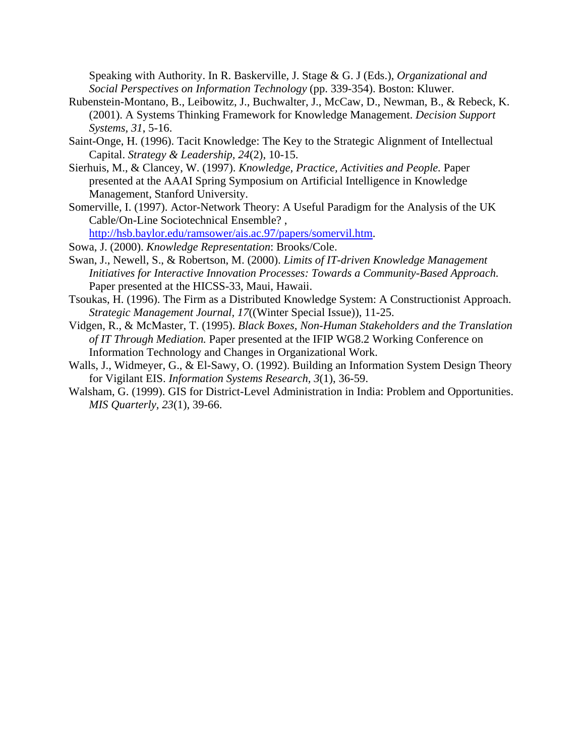Speaking with Authority. In R. Baskerville, J. Stage & G. J (Eds.), *Organizational and Social Perspectives on Information Technology* (pp. 339-354). Boston: Kluwer.

Rubenstein-Montano, B., Leibowitz, J., Buchwalter, J., McCaw, D., Newman, B., & Rebeck, K. (2001). A Systems Thinking Framework for Knowledge Management. *Decision Support Systems, 31*, 5-16.

Saint-Onge, H. (1996). Tacit Knowledge: The Key to the Strategic Alignment of Intellectual Capital. *Strategy & Leadership, 24*(2), 10-15.

Sierhuis, M., & Clancey, W. (1997). *Knowledge, Practice, Activities and People.* Paper presented at the AAAI Spring Symposium on Artificial Intelligence in Knowledge Management, Stanford University.

Somerville, I. (1997). Actor-Network Theory: A Useful Paradigm for the Analysis of the UK Cable/On-Line Sociotechnical Ensemble? , http://hsb.baylor.edu/ramsower/ais.ac.97/papers/somervil.htm.

Sowa, J. (2000). *Knowledge Representation*: Brooks/Cole.

Swan, J., Newell, S., & Robertson, M. (2000). *Limits of IT-driven Knowledge Management Initiatives for Interactive Innovation Processes: Towards a Community-Based Approach.* Paper presented at the HICSS-33, Maui, Hawaii.

Tsoukas, H. (1996). The Firm as a Distributed Knowledge System: A Constructionist Approach. *Strategic Management Journal, 17*((Winter Special Issue)), 11-25.

Vidgen, R., & McMaster, T. (1995). *Black Boxes, Non-Human Stakeholders and the Translation of IT Through Mediation.* Paper presented at the IFIP WG8.2 Working Conference on Information Technology and Changes in Organizational Work.

Walls, J., Widmeyer, G., & El-Sawy, O. (1992). Building an Information System Design Theory for Vigilant EIS. *Information Systems Research, 3*(1), 36-59.

Walsham, G. (1999). GIS for District-Level Administration in India: Problem and Opportunities. *MIS Quarterly, 23*(1), 39-66.